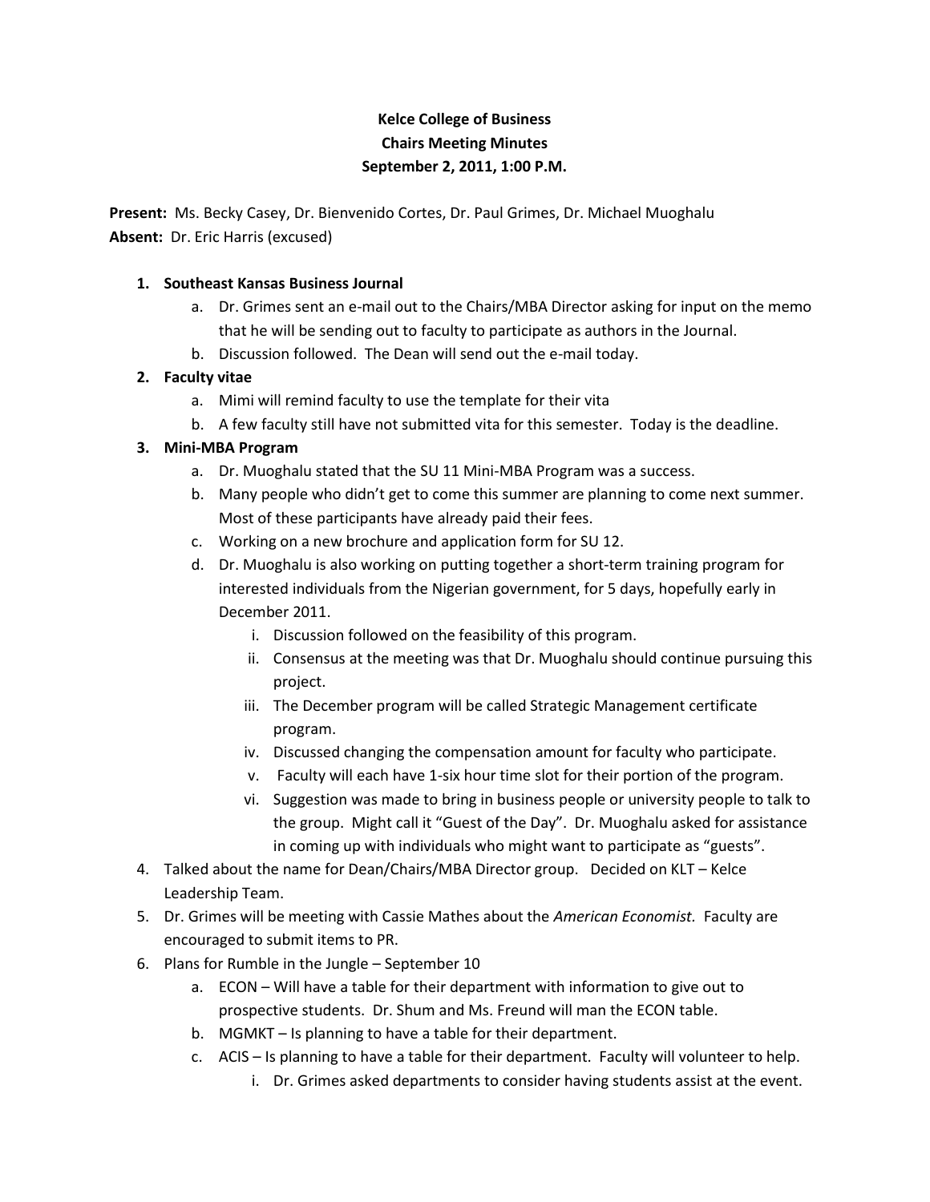**Kelce College of Business**
**Chairs Meeting Minutes**
**September 2, 2011, 1:00 P.M.**

**Present:** Ms. Becky Casey, Dr. Bienvenido Cortes, Dr. Paul Grimes, Dr. Michael Muoghalu
**Absent:** Dr. Eric Harris (excused)

1. **Southeast Kansas Business Journal**
   a. Dr. Grimes sent an e-mail out to the Chairs/MBA Director asking for input on the memo that he will be sending out to faculty to participate as authors in the Journal.
   b. Discussion followed. The Dean will send out the e-mail today.
2. **Faculty vitae**
   a. Mimi will remind faculty to use the template for their vita
   b. A few faculty still have not submitted vita for this semester. Today is the deadline.
3. **Mini-MBA Program**
   a. Dr. Muoghalu stated that the SU 11 Mini-MBA Program was a success.
   b. Many people who didn't get to come this summer are planning to come next summer. Most of these participants have already paid their fees.
   c. Working on a new brochure and application form for SU 12.
   d. Dr. Muoghalu is also working on putting together a short-term training program for interested individuals from the Nigerian government, for 5 days, hopefully early in December 2011.
      i. Discussion followed on the feasibility of this program.
      ii. Consensus at the meeting was that Dr. Muoghalu should continue pursuing this project.
      iii. The December program will be called Strategic Management certificate program.
      iv. Discussed changing the compensation amount for faculty who participate.
      v. Faculty will each have 1-six hour time slot for their portion of the program.
      vi. Suggestion was made to bring in business people or university people to talk to the group. Might call it "Guest of the Day". Dr. Muoghalu asked for assistance in coming up with individuals who might want to participate as "guests".
4. Talked about the name for Dean/Chairs/MBA Director group. Decided on KLT – Kelce Leadership Team.
5. Dr. Grimes will be meeting with Cassie Mathes about the *American Economist*. Faculty are encouraged to submit items to PR.
6. Plans for Rumble in the Jungle – September 10
   a. ECON – Will have a table for their department with information to give out to prospective students. Dr. Shum and Ms. Freund will man the ECON table.
   b. MGMKT – Is planning to have a table for their department.
   c. ACIS – Is planning to have a table for their department. Faculty will volunteer to help.
      i. Dr. Grimes asked departments to consider having students assist at the event.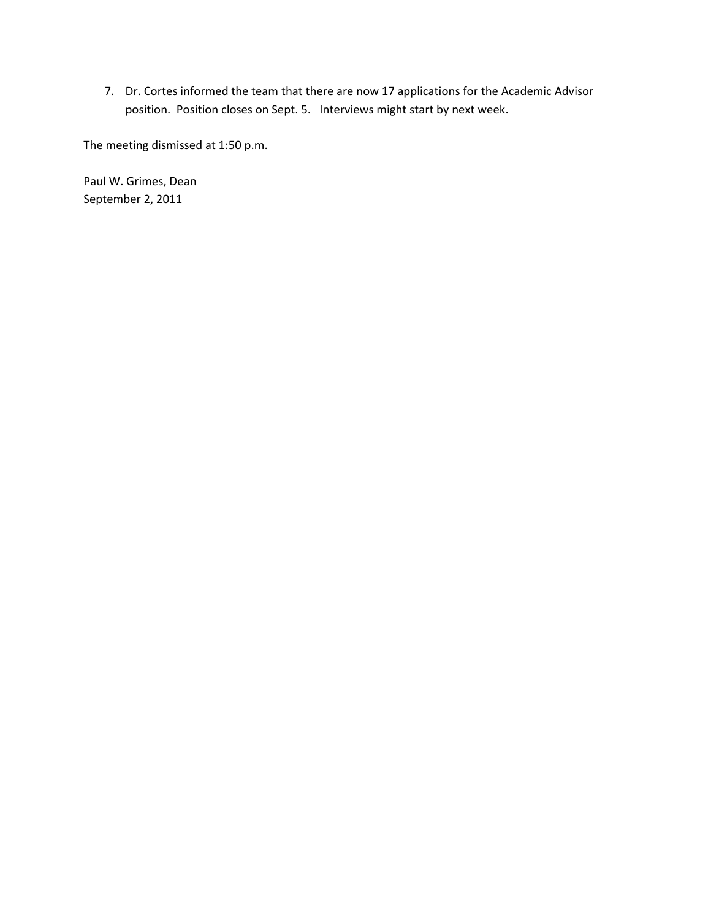7. Dr. Cortes informed the team that there are now 17 applications for the Academic Advisor position. Position closes on Sept. 5. Interviews might start by next week.

The meeting dismissed at 1:50 p.m.

Paul W. Grimes, Dean
September 2, 2011